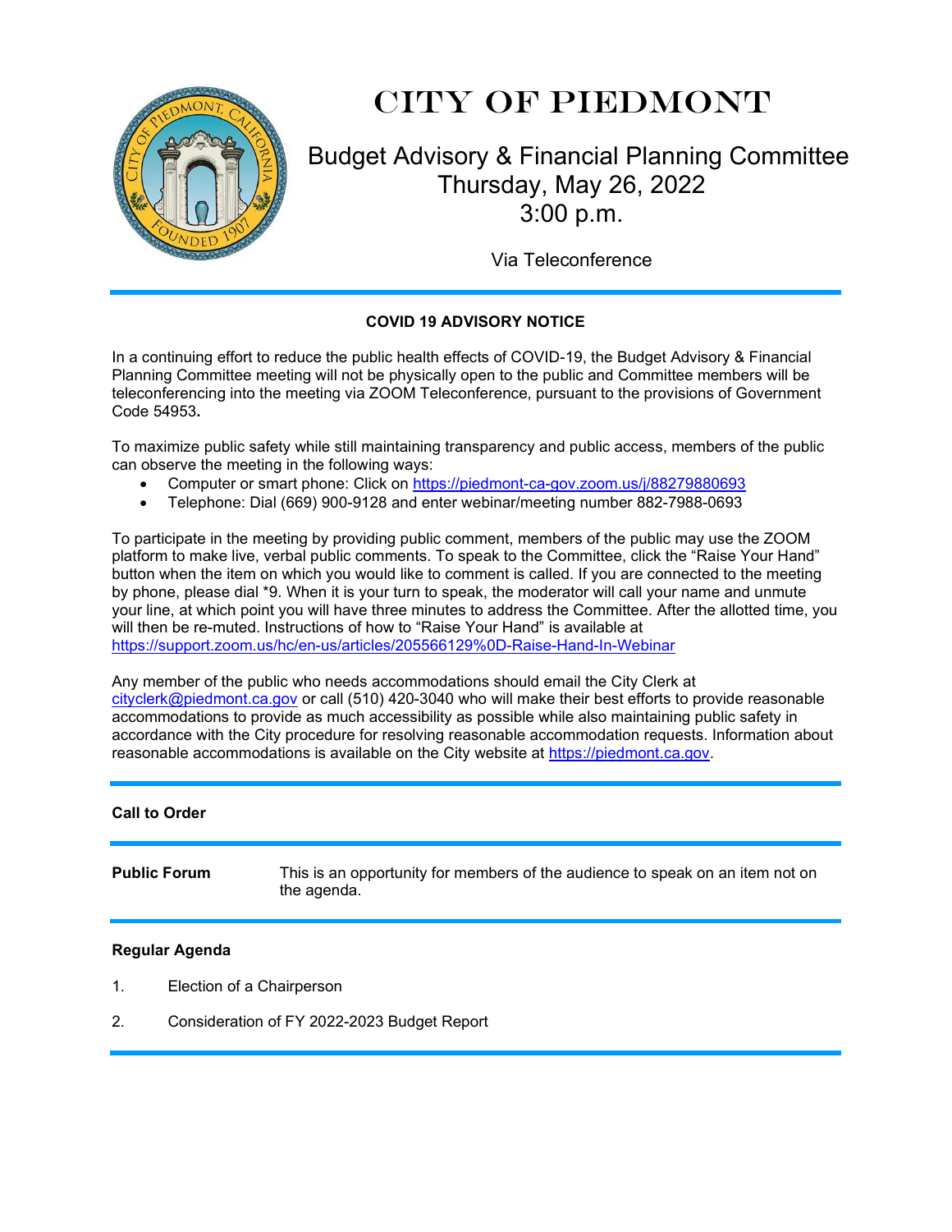# CITY OF PIEDMONT

## Budget Advisory & Financial Planning Committee
## Thursday, May 26, 2022
## 3:00 p.m.

Via Teleconference

---

**COVID 19 ADVISORY NOTICE**

In a continuing effort to reduce the public health effects of COVID-19, the Budget Advisory & Financial Planning Committee meeting will not be physically open to the public and Committee members will be teleconferencing into the meeting via ZOOM Teleconference, pursuant to the provisions of Government Code 54953**.**

To maximize public safety while still maintaining transparency and public access, members of the public can observe the meeting in the following ways:

- Computer or smart phone: Click on https://piedmont-ca-gov.zoom.us/j/88279880693
- Telephone: Dial (669) 900-9128 and enter webinar/meeting number 882-7988-0693

To participate in the meeting by providing public comment, members of the public may use the ZOOM platform to make live, verbal public comments. To speak to the Committee, click the "Raise Your Hand" button when the item on which you would like to comment is called. If you are connected to the meeting by phone, please dial *9. When it is your turn to speak, the moderator will call your name and unmute your line, at which point you will have three minutes to address the Committee. After the allotted time, you will then be re-muted. Instructions of how to "Raise Your Hand" is available at https://support.zoom.us/hc/en-us/articles/205566129%0D-Raise-Hand-In-Webinar

Any member of the public who needs accommodations should email the City Clerk at cityclerk@piedmont.ca.gov or call (510) 420-3040 who will make their best efforts to provide reasonable accommodations to provide as much accessibility as possible while also maintaining public safety in accordance with the City procedure for resolving reasonable accommodation requests. Information about reasonable accommodations is available on the City website at https://piedmont.ca.gov.

---

**Call to Order**

---

**Public Forum** This is an opportunity for members of the audience to speak on an item not on the agenda.

---

**Regular Agenda**

1. Election of a Chairperson
2. Consideration of FY 2022-2023 Budget Report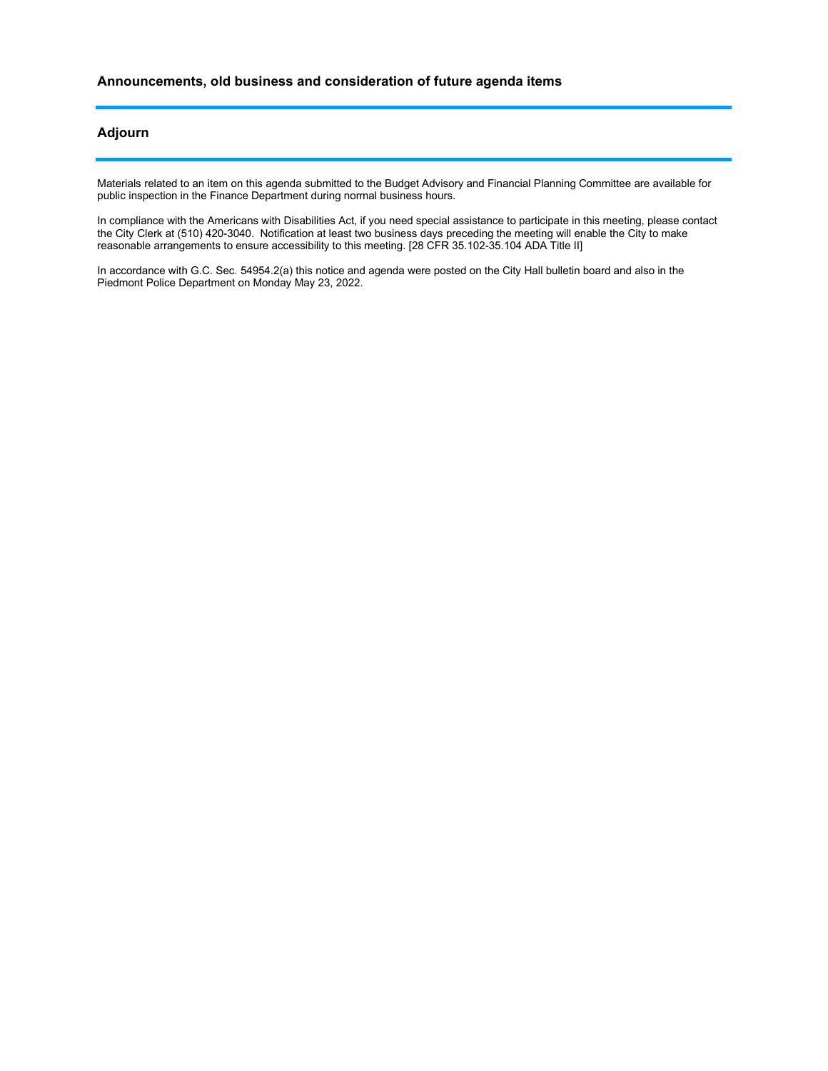### Announcements, old business and consideration of future agenda items

---

### Adjourn

---

Materials related to an item on this agenda submitted to the Budget Advisory and Financial Planning Committee are available for public inspection in the Finance Department during normal business hours.

In compliance with the Americans with Disabilities Act, if you need special assistance to participate in this meeting, please contact the City Clerk at (510) 420-3040. Notification at least two business days preceding the meeting will enable the City to make reasonable arrangements to ensure accessibility to this meeting. [28 CFR 35.102-35.104 ADA Title II]

In accordance with G.C. Sec. 54954.2(a) this notice and agenda were posted on the City Hall bulletin board and also in the Piedmont Police Department on Monday May 23, 2022.